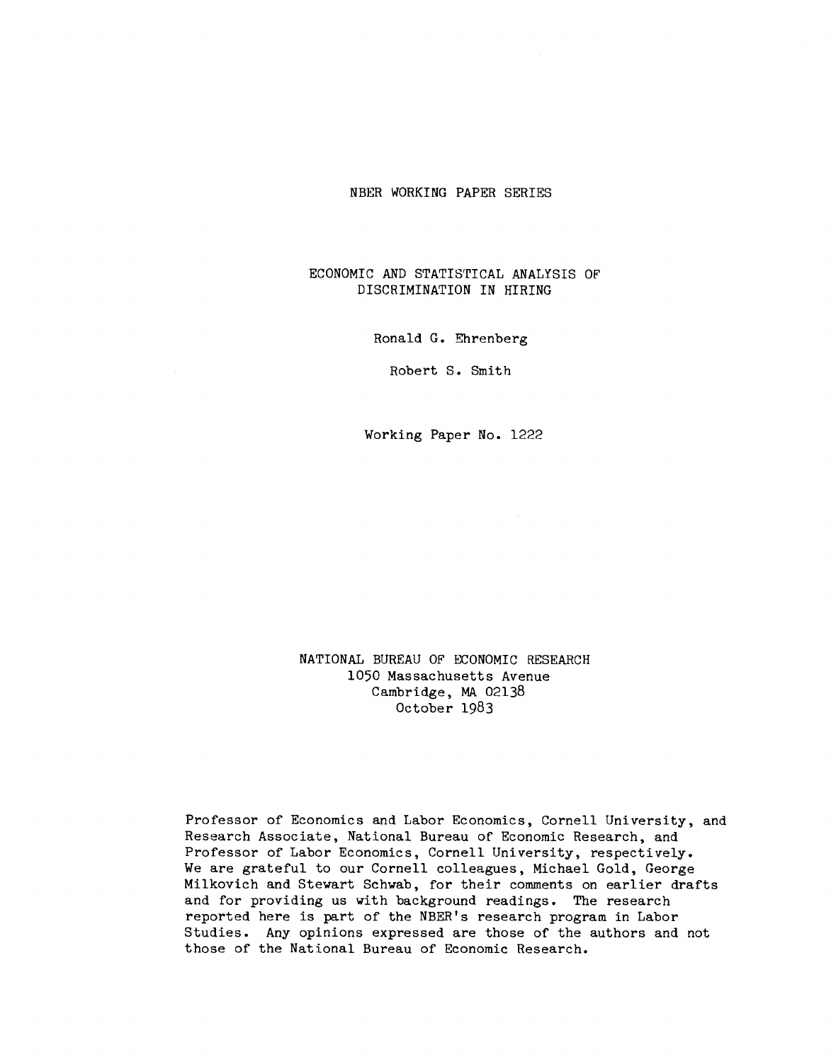NBER WORKING PAPER SERIES

# ECONOMIC AND STATISTICAL ANALYSIS OF DISCRIMINATION IN HIRING

Ronald G. Ehrenberg

Robert S. Smith

Working Paper No. 1222

NATIONAL BUREAU OF ECONOMIC RESEARCH
1050 Massachusetts Avenue
Cambridge, MA 02138
October 1983

Professor of Economics and Labor Economics, Cornell University, and Research Associate, National Bureau of Economic Research, and Professor of Labor Economics, Cornell University, respectively. We are grateful to our Cornell colleagues, Michael Gold, George Milkovich and Stewart Schwab, for their comments on earlier drafts and for providing us with background readings. The research reported here is part of the NBER's research program in Labor Studies. Any opinions expressed are those of the authors and not those of the National Bureau of Economic Research.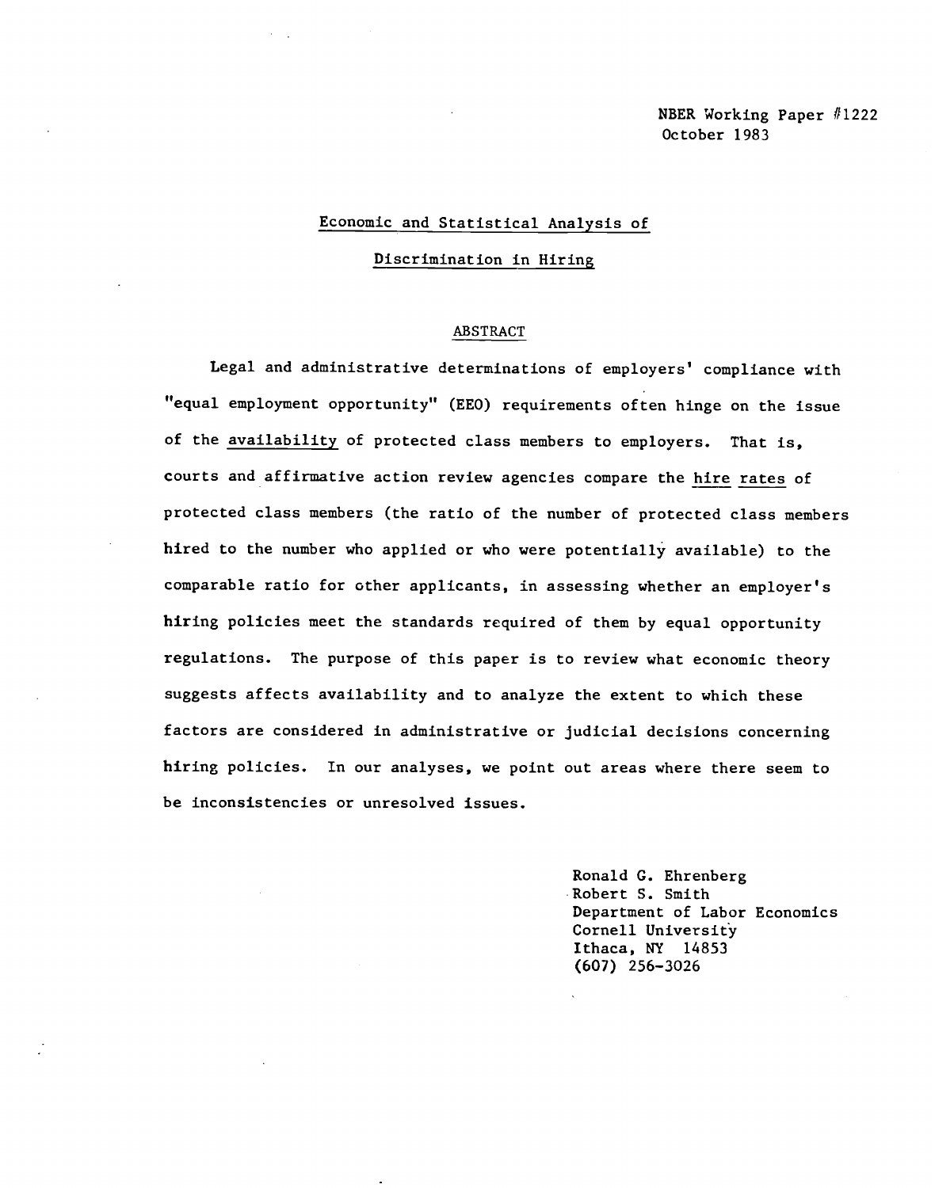NBER Working Paper #1222
October 1983

# Economic and Statistical Analysis of Discrimination in Hiring

## ABSTRACT

Legal and administrative determinations of employers' compliance with "equal employment opportunity" (EEO) requirements often hinge on the issue of the availability of protected class members to employers. That is, courts and affirmative action review agencies compare the hire rates of protected class members (the ratio of the number of protected class members hired to the number who applied or who were potentially available) to the comparable ratio for other applicants, in assessing whether an employer's hiring policies meet the standards required of them by equal opportunity regulations. The purpose of this paper is to review what economic theory suggests affects availability and to analyze the extent to which these factors are considered in administrative or judicial decisions concerning hiring policies. In our analyses, we point out areas where there seem to be inconsistencies or unresolved issues.

Ronald G. Ehrenberg
Robert S. Smith
Department of Labor Economics
Cornell University
Ithaca, NY 14853
(607) 256-3026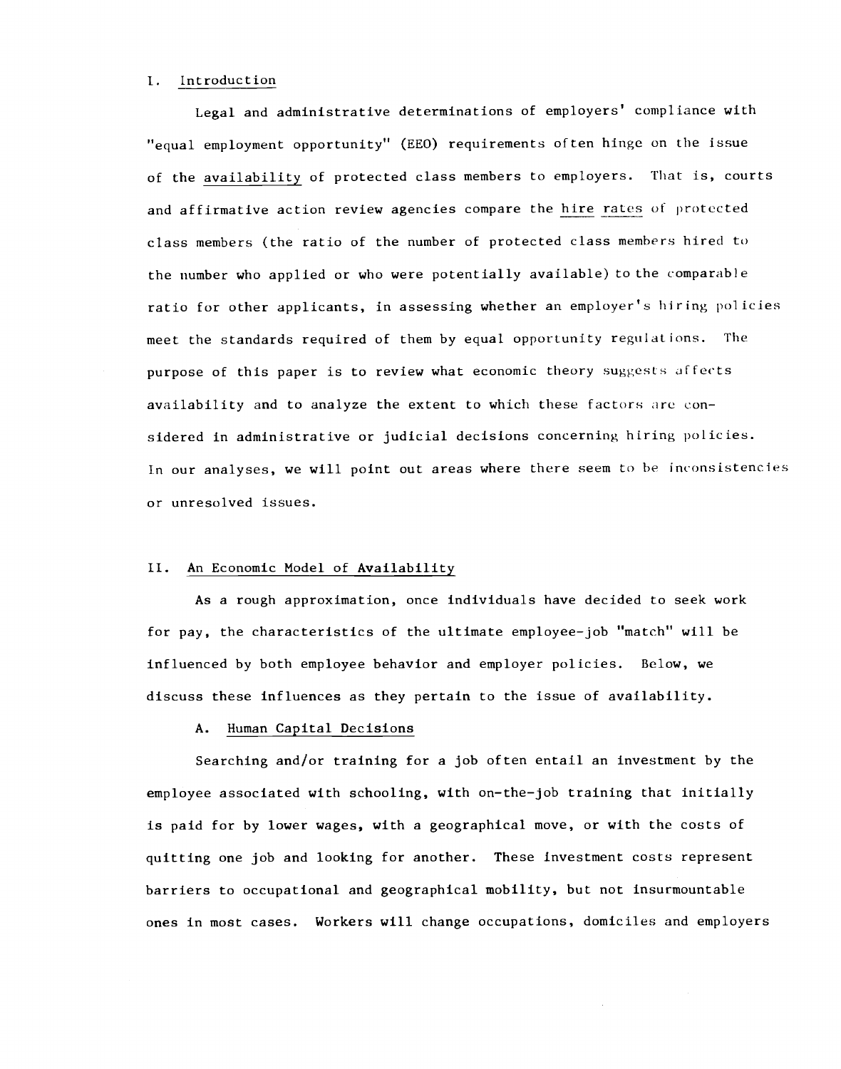## I. Introduction

Legal and administrative determinations of employers' compliance with "equal employment opportunity" (EEO) requirements often hinge on the issue of the availability of protected class members to employers. That is, courts and affirmative action review agencies compare the hire rates of protected class members (the ratio of the number of protected class members hired to the number who applied or who were potentially available) to the comparable ratio for other applicants, in assessing whether an employer's hiring policies meet the standards required of them by equal opportunity regulations. The purpose of this paper is to review what economic theory suggests affects availability and to analyze the extent to which these factors are considered in administrative or judicial decisions concerning hiring policies. In our analyses, we will point out areas where there seem to be inconsistencies or unresolved issues.

## II. An Economic Model of Availability

As a rough approximation, once individuals have decided to seek work for pay, the characteristics of the ultimate employee-job "match" will be influenced by both employee behavior and employer policies. Below, we discuss these influences as they pertain to the issue of availability.

### A. Human Capital Decisions

Searching and/or training for a job often entail an investment by the employee associated with schooling, with on-the-job training that initially is paid for by lower wages, with a geographical move, or with the costs of quitting one job and looking for another. These investment costs represent barriers to occupational and geographical mobility, but not insurmountable ones in most cases. Workers will change occupations, domiciles and employers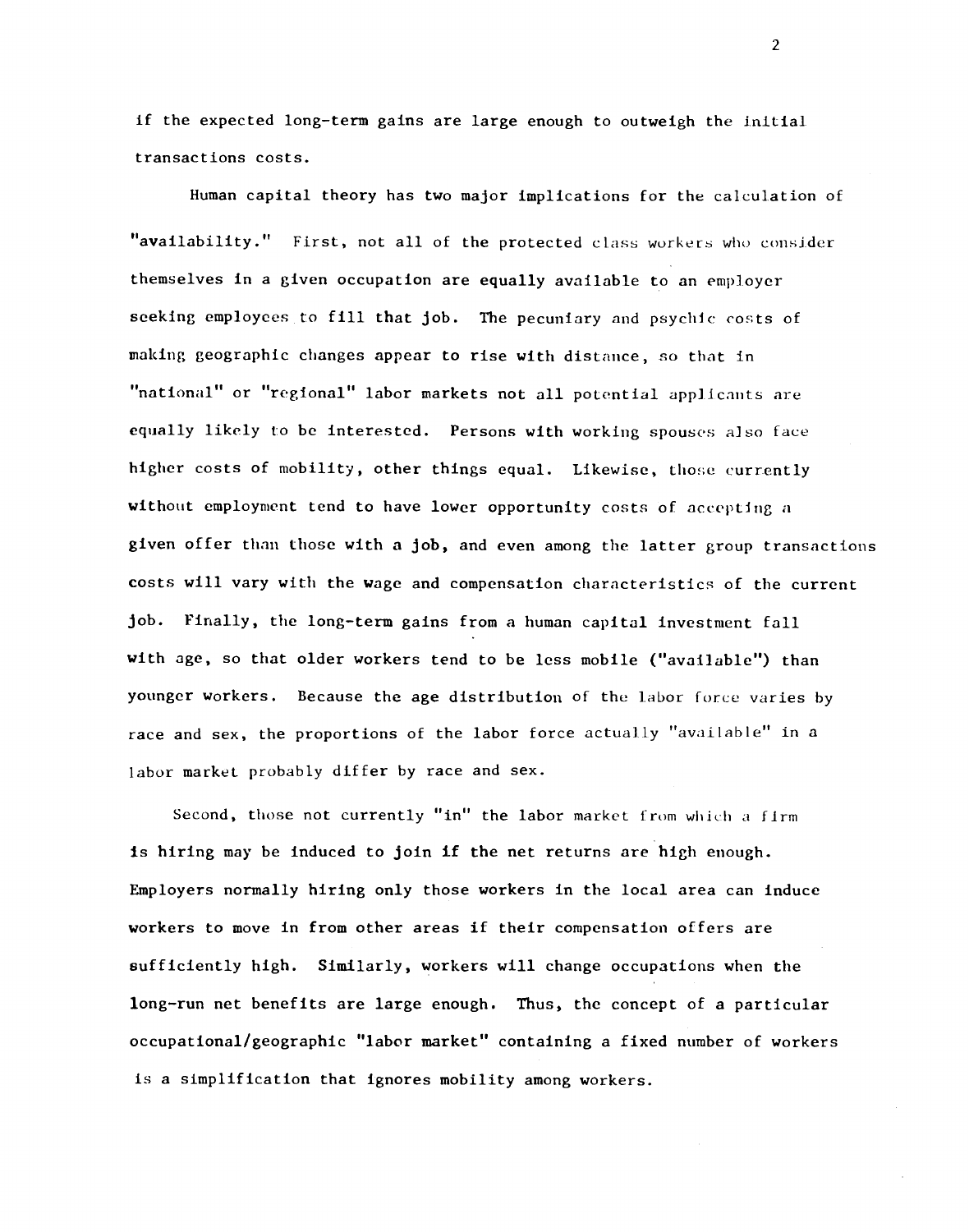if the expected long-term gains are large enough to outweigh the initial transactions costs.

Human capital theory has two major implications for the calculation of "availability." First, not all of the protected class workers who consider themselves in a given occupation are equally available to an employer seeking employees to fill that job. The pecuniary and psychic costs of making geographic changes appear to rise with distance, so that in "national" or "regional" labor markets not all potential applicants are equally likely to be interested. Persons with working spouses also face higher costs of mobility, other things equal. Likewise, those currently without employment tend to have lower opportunity costs of accepting a given offer than those with a job, and even among the latter group transactions costs will vary with the wage and compensation characteristics of the current job. Finally, the long-term gains from a human capital investment fall with age, so that older workers tend to be less mobile ("available") than younger workers. Because the age distribution of the labor force varies by race and sex, the proportions of the labor force actually "available" in a labor market probably differ by race and sex.

Second, those not currently "in" the labor market from which a firm is hiring may be induced to join if the net returns are high enough. Employers normally hiring only those workers in the local area can induce workers to move in from other areas if their compensation offers are sufficiently high. Similarly, workers will change occupations when the long-run net benefits are large enough. Thus, the concept of a particular occupational/geographic "labor market" containing a fixed number of workers is a simplification that ignores mobility among workers.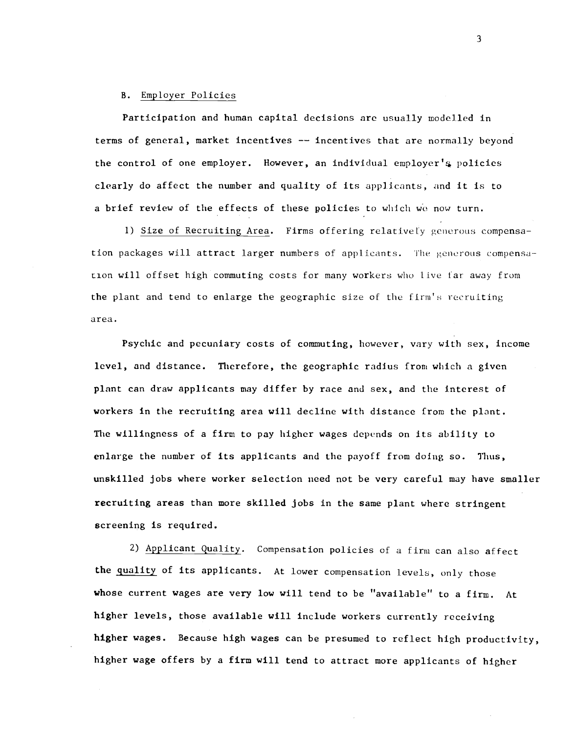### B. Employer Policies

Participation and human capital decisions are usually modelled in terms of general, market incentives -- incentives that are normally beyond the control of one employer. However, an individual employer's policies clearly do affect the number and quality of its applicants, and it is to a brief review of the effects of these policies to which we now turn.

1) Size of Recruiting Area. Firms offering relatively generous compensation packages will attract larger numbers of applicants. The generous compensation will offset high commuting costs for many workers who live far away from the plant and tend to enlarge the geographic size of the firm's recruiting area.

Psychic and pecuniary costs of commuting, however, vary with sex, income level, and distance. Therefore, the geographic radius from which a given plant can draw applicants may differ by race and sex, and the interest of workers in the recruiting area will decline with distance from the plant. The willingness of a firm to pay higher wages depends on its ability to enlarge the number of its applicants and the payoff from doing so. Thus, unskilled jobs where worker selection need not be very careful may have smaller recruiting areas than more skilled jobs in the same plant where stringent screening is required.

2) Applicant Quality. Compensation policies of a firm can also affect the quality of its applicants. At lower compensation levels, only those whose current wages are very low will tend to be "available" to a firm. At higher levels, those available will include workers currently receiving higher wages. Because high wages can be presumed to reflect high productivity, higher wage offers by a firm will tend to attract more applicants of higher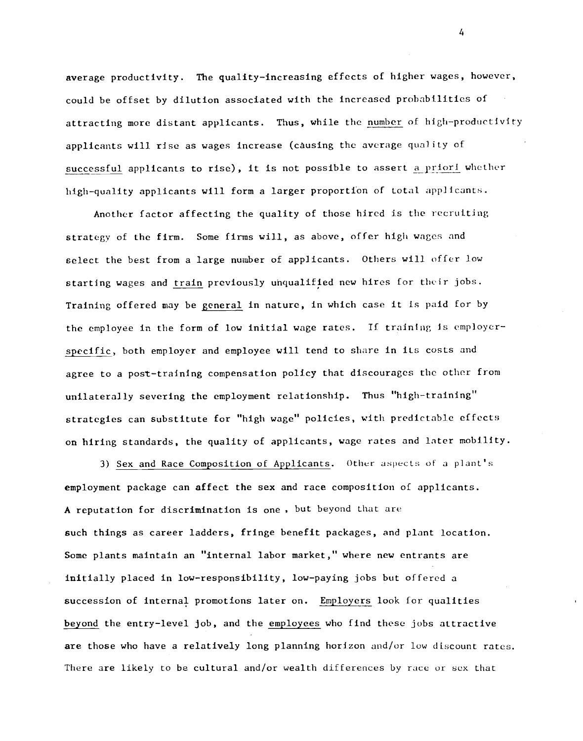average productivity. The quality-increasing effects of higher wages, however, could be offset by dilution associated with the increased probabilities of attracting more distant applicants. Thus, while the _number_ of high-productivity applicants will rise as wages increase (causing the average quality of _successful_ applicants to rise), it is not possible to assert _a priori_ whether high-quality applicants will form a larger proportion of total applicants.

Another factor affecting the quality of those hired is the recruiting strategy of the firm. Some firms will, as above, offer high wages and select the best from a large number of applicants. Others will offer low starting wages and _train_ previously unqualified new hires for their jobs. Training offered may be _general_ in nature, in which case it is paid for by the employee in the form of low initial wage rates. If training is employer-_specific_, both employer and employee will tend to share in its costs and agree to a post-training compensation policy that discourages the other from unilaterally severing the employment relationship. Thus "high-training" strategies can substitute for "high wage" policies, with predictable effects on hiring standards, the quality of applicants, wage rates and later mobility.

3) _Sex and Race Composition of Applicants_. Other aspects of a plant's employment package can affect the sex and race composition of applicants. A reputation for discrimination is one , but beyond that are such things as career ladders, fringe benefit packages, and plant location. Some plants maintain an "internal labor market," where new entrants are initially placed in low-responsibility, low-paying jobs but offered a succession of internal promotions later on. _Employers_ look for qualities _beyond_ the entry-level job, and the _employees_ who find these jobs attractive are those who have a relatively long planning horizon and/or low discount rates. There are likely to be cultural and/or wealth differences by race or sex that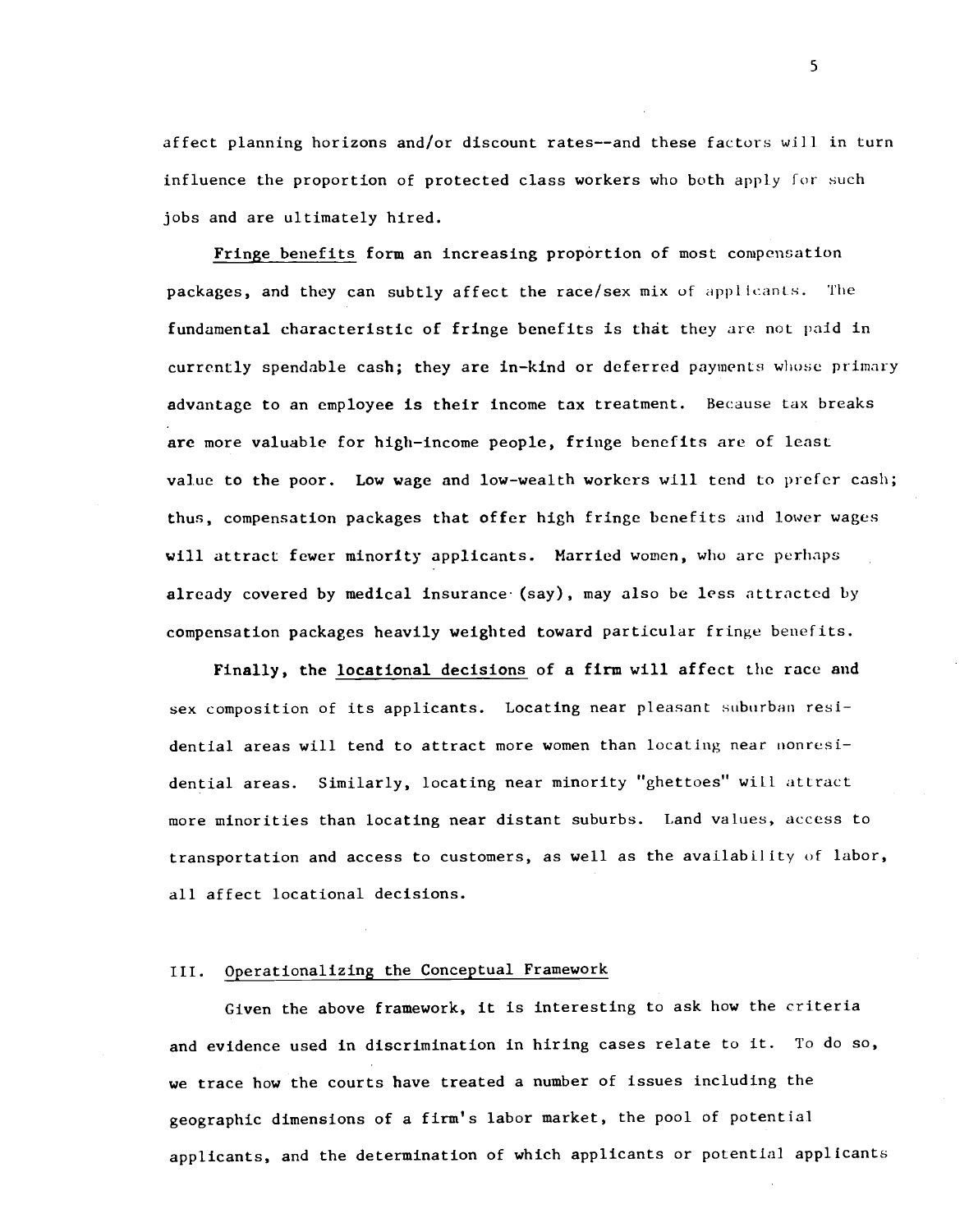affect planning horizons and/or discount rates--and these factors will in turn influence the proportion of protected class workers who both apply for such jobs and are ultimately hired.

Fringe benefits form an increasing proportion of most compensation packages, and they can subtly affect the race/sex mix of applicants. The fundamental characteristic of fringe benefits is that they are not paid in currently spendable cash; they are in-kind or deferred payments whose primary advantage to an employee is their income tax treatment. Because tax breaks are more valuable for high-income people, fringe benefits are of least value to the poor. Low wage and low-wealth workers will tend to prefer cash; thus, compensation packages that offer high fringe benefits and lower wages will attract fewer minority applicants. Married women, who are perhaps already covered by medical insurance (say), may also be less attracted by compensation packages heavily weighted toward particular fringe benefits.

Finally, the locational decisions of a firm will affect the race and sex composition of its applicants. Locating near pleasant suburban residential areas will tend to attract more women than locating near nonresidential areas. Similarly, locating near minority "ghettoes" will attract more minorities than locating near distant suburbs. Land values, access to transportation and access to customers, as well as the availability of labor, all affect locational decisions.

## III. Operationalizing the Conceptual Framework

Given the above framework, it is interesting to ask how the criteria and evidence used in discrimination in hiring cases relate to it. To do so, we trace how the courts have treated a number of issues including the geographic dimensions of a firm's labor market, the pool of potential applicants, and the determination of which applicants or potential applicants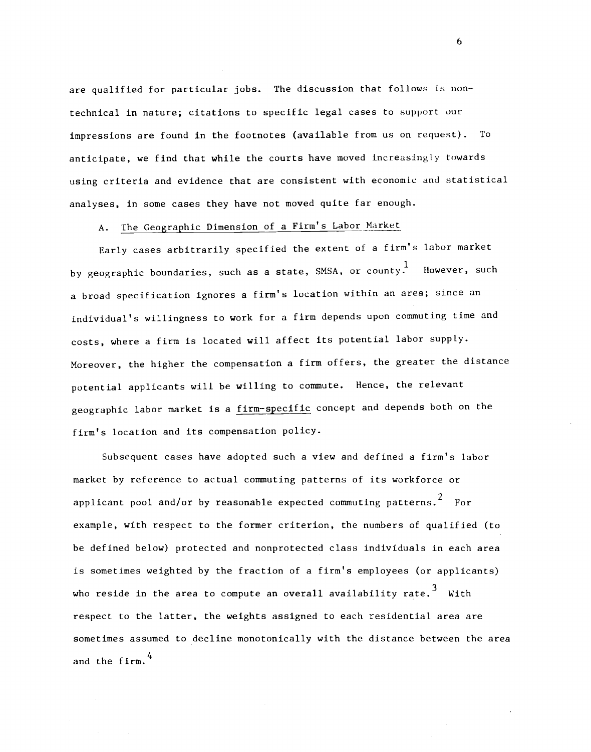are qualified for particular jobs. The discussion that follows is non-technical in nature; citations to specific legal cases to support our impressions are found in the footnotes (available from us on request). To anticipate, we find that while the courts have moved increasingly towards using criteria and evidence that are consistent with economic and statistical analyses, in some cases they have not moved quite far enough.

### A. The Geographic Dimension of a Firm's Labor Market

Early cases arbitrarily specified the extent of a firm's labor market by geographic boundaries, such as a state, SMSA, or county.[1] However, such a broad specification ignores a firm's location within an area; since an individual's willingness to work for a firm depends upon commuting time and costs, where a firm is located will affect its potential labor supply. Moreover, the higher the compensation a firm offers, the greater the distance potential applicants will be willing to commute. Hence, the relevant geographic labor market is a firm-specific concept and depends both on the firm's location and its compensation policy.

Subsequent cases have adopted such a view and defined a firm's labor market by reference to actual commuting patterns of its workforce or applicant pool and/or by reasonable expected commuting patterns.[2] For example, with respect to the former criterion, the numbers of qualified (to be defined below) protected and nonprotected class individuals in each area is sometimes weighted by the fraction of a firm's employees (or applicants) who reside in the area to compute an overall availability rate.[3] With respect to the latter, the weights assigned to each residential area are sometimes assumed to decline monotonically with the distance between the area and the firm.[4]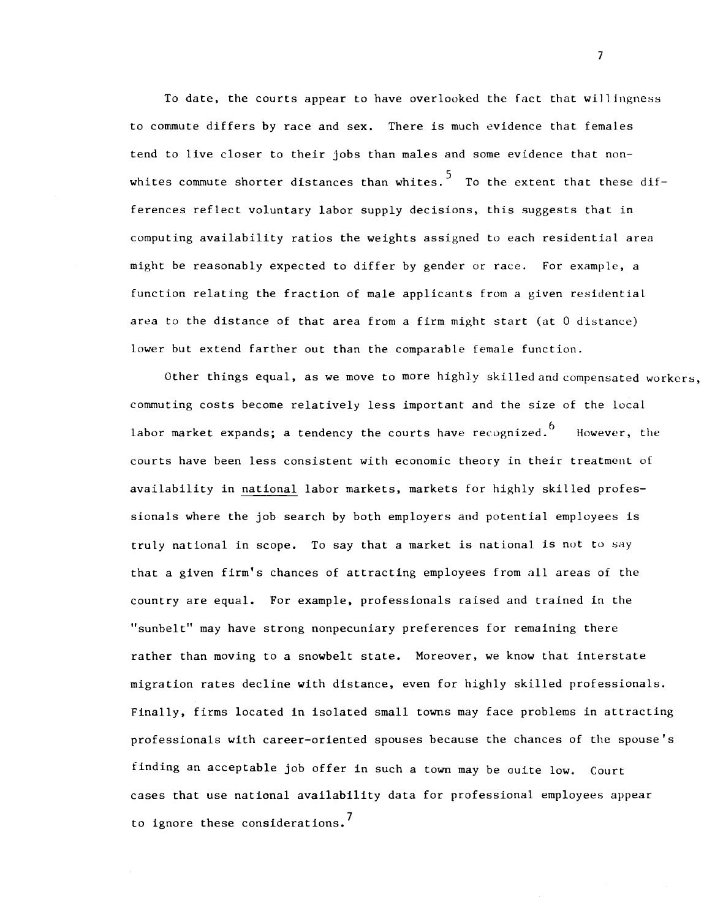To date, the courts appear to have overlooked the fact that willingness to commute differs by race and sex. There is much evidence that females tend to live closer to their jobs than males and some evidence that non-whites commute shorter distances than whites.[5] To the extent that these differences reflect voluntary labor supply decisions, this suggests that in computing availability ratios the weights assigned to each residential area might be reasonably expected to differ by gender or race. For example, a function relating the fraction of male applicants from a given residential area to the distance of that area from a firm might start (at 0 distance) lower but extend farther out than the comparable female function.

Other things equal, as we move to more highly skilled and compensated workers, commuting costs become relatively less important and the size of the local labor market expands; a tendency the courts have recognized.[6] However, the courts have been less consistent with economic theory in their treatment of availability in national labor markets, markets for highly skilled professionals where the job search by both employers and potential employees is truly national in scope. To say that a market is national is not to say that a given firm's chances of attracting employees from all areas of the country are equal. For example, professionals raised and trained in the "sunbelt" may have strong nonpecuniary preferences for remaining there rather than moving to a snowbelt state. Moreover, we know that interstate migration rates decline with distance, even for highly skilled professionals. Finally, firms located in isolated small towns may face problems in attracting professionals with career-oriented spouses because the chances of the spouse's finding an acceptable job offer in such a town may be quite low. Court cases that use national availability data for professional employees appear to ignore these considerations.[7]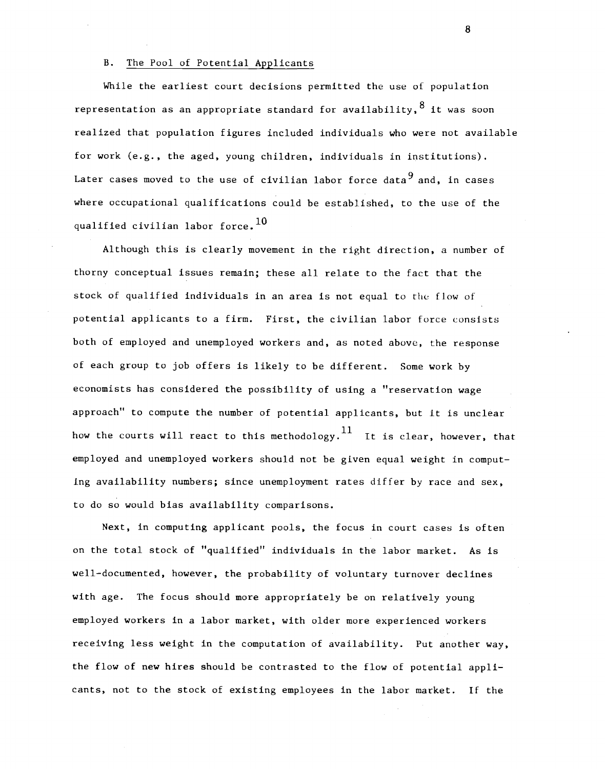### B. The Pool of Potential Applicants

While the earliest court decisions permitted the use of population representation as an appropriate standard for availability,[8] it was soon realized that population figures included individuals who were not available for work (e.g., the aged, young children, individuals in institutions). Later cases moved to the use of civilian labor force data[9] and, in cases where occupational qualifications could be established, to the use of the qualified civilian labor force.[10]

Although this is clearly movement in the right direction, a number of thorny conceptual issues remain; these all relate to the fact that the stock of qualified individuals in an area is not equal to the flow of potential applicants to a firm. First, the civilian labor force consists both of employed and unemployed workers and, as noted above, the response of each group to job offers is likely to be different. Some work by economists has considered the possibility of using a "reservation wage approach" to compute the number of potential applicants, but it is unclear how the courts will react to this methodology.[11] It is clear, however, that employed and unemployed workers should not be given equal weight in computing availability numbers; since unemployment rates differ by race and sex, to do so would bias availability comparisons.

Next, in computing applicant pools, the focus in court cases is often on the total stock of "qualified" individuals in the labor market. As is well-documented, however, the probability of voluntary turnover declines with age. The focus should more appropriately be on relatively young employed workers in a labor market, with older more experienced workers receiving less weight in the computation of availability. Put another way, the flow of new hires should be contrasted to the flow of potential applicants, not to the stock of existing employees in the labor market. If the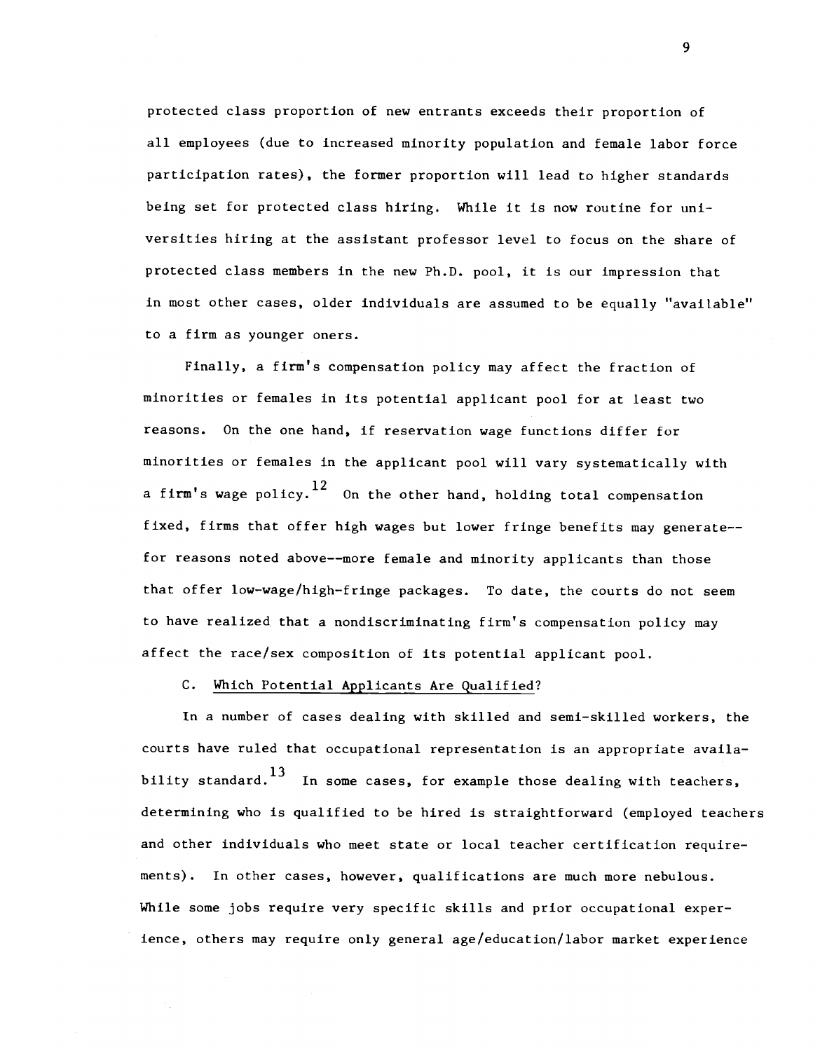protected class proportion of new entrants exceeds their proportion of all employees (due to increased minority population and female labor force participation rates), the former proportion will lead to higher standards being set for protected class hiring. While it is now routine for universities hiring at the assistant professor level to focus on the share of protected class members in the new Ph.D. pool, it is our impression that in most other cases, older individuals are assumed to be equally "available" to a firm as younger oners.

Finally, a firm's compensation policy may affect the fraction of minorities or females in its potential applicant pool for at least two reasons. On the one hand, if reservation wage functions differ for minorities or females in the applicant pool will vary systematically with a firm's wage policy.[12] On the other hand, holding total compensation fixed, firms that offer high wages but lower fringe benefits may generate--for reasons noted above--more female and minority applicants than those that offer low-wage/high-fringe packages. To date, the courts do not seem to have realized that a nondiscriminating firm's compensation policy may affect the race/sex composition of its potential applicant pool.

C. Which Potential Applicants Are Qualified?

In a number of cases dealing with skilled and semi-skilled workers, the courts have ruled that occupational representation is an appropriate availability standard.[13] In some cases, for example those dealing with teachers, determining who is qualified to be hired is straightforward (employed teachers and other individuals who meet state or local teacher certification requirements). In other cases, however, qualifications are much more nebulous. While some jobs require very specific skills and prior occupational experience, others may require only general age/education/labor market experience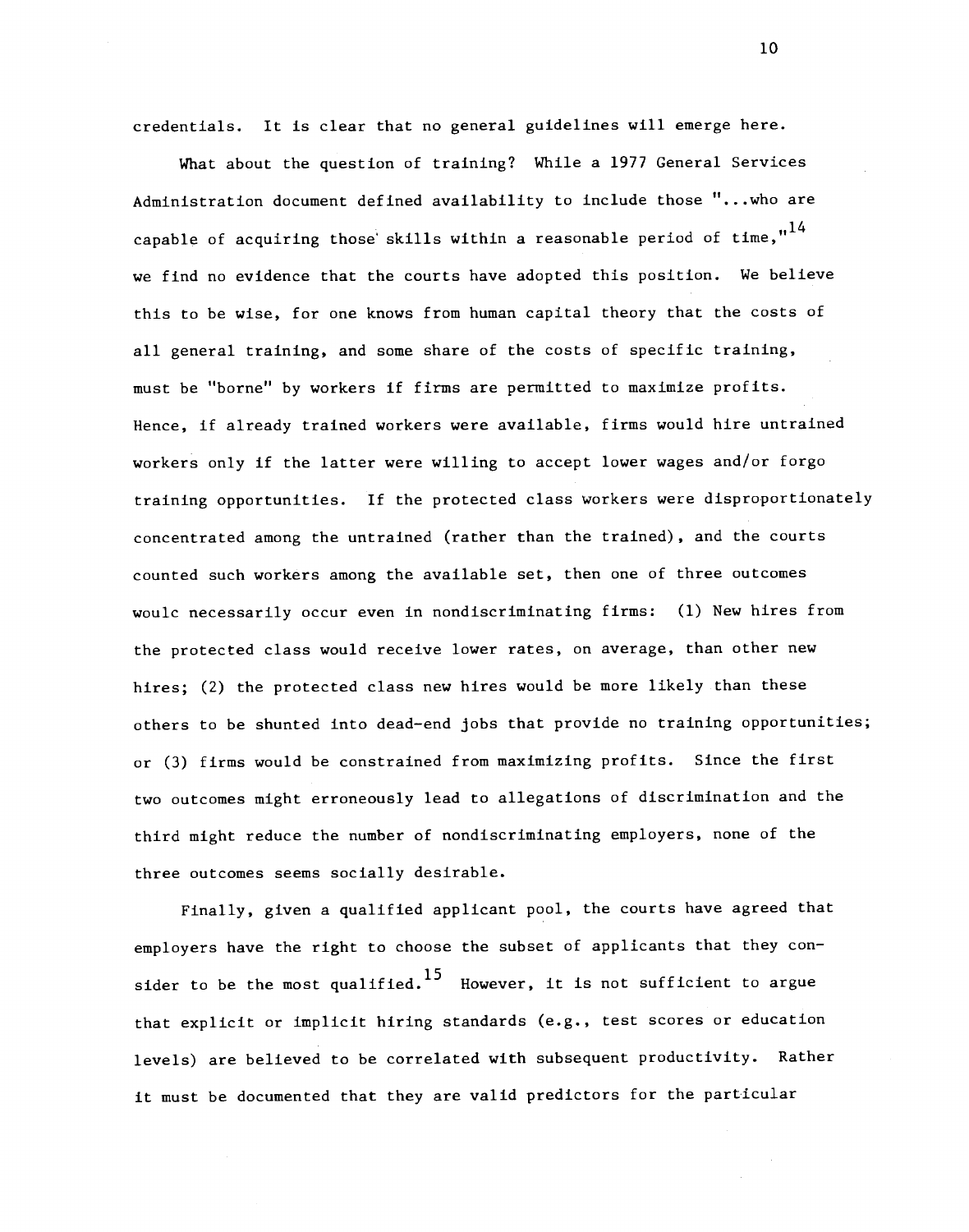credentials. It is clear that no general guidelines will emerge here.

What about the question of training? While a 1977 General Services Administration document defined availability to include those "...who are capable of acquiring those skills within a reasonable period of time,"[14] we find no evidence that the courts have adopted this position. We believe this to be wise, for one knows from human capital theory that the costs of all general training, and some share of the costs of specific training, must be "borne" by workers if firms are permitted to maximize profits. Hence, if already trained workers were available, firms would hire untrained workers only if the latter were willing to accept lower wages and/or forgo training opportunities. If the protected class workers were disproportionately concentrated among the untrained (rather than the trained), and the courts counted such workers among the available set, then one of three outcomes woulc necessarily occur even in nondiscriminating firms: (1) New hires from the protected class would receive lower rates, on average, than other new hires; (2) the protected class new hires would be more likely than these others to be shunted into dead-end jobs that provide no training opportunities; or (3) firms would be constrained from maximizing profits. Since the first two outcomes might erroneously lead to allegations of discrimination and the third might reduce the number of nondiscriminating employers, none of the three outcomes seems socially desirable.

Finally, given a qualified applicant pool, the courts have agreed that employers have the right to choose the subset of applicants that they consider to be the most qualified.[15] However, it is not sufficient to argue that explicit or implicit hiring standards (e.g., test scores or education levels) are believed to be correlated with subsequent productivity. Rather it must be documented that they are valid predictors for the particular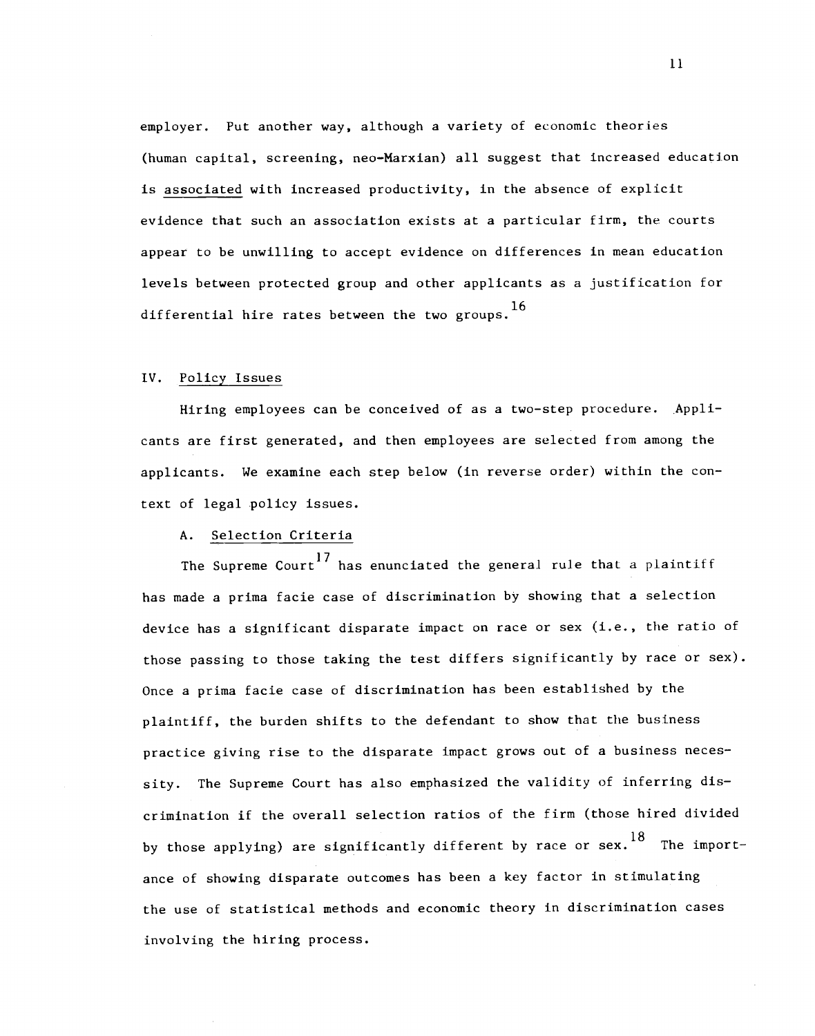employer. Put another way, although a variety of economic theories (human capital, screening, neo-Marxian) all suggest that increased education is <u>associated</u> with increased productivity, in the absence of explicit evidence that such an association exists at a particular firm, the courts appear to be unwilling to accept evidence on differences in mean education levels between protected group and other applicants as a justification for differential hire rates between the two groups.[16]

## IV. Policy Issues

Hiring employees can be conceived of as a two-step procedure. Applicants are first generated, and then employees are selected from among the applicants. We examine each step below (in reverse order) within the context of legal policy issues.

### A. Selection Criteria

The Supreme Court[17] has enunciated the general rule that a plaintiff has made a prima facie case of discrimination by showing that a selection device has a significant disparate impact on race or sex (i.e., the ratio of those passing to those taking the test differs significantly by race or sex). Once a prima facie case of discrimination has been established by the plaintiff, the burden shifts to the defendant to show that the business practice giving rise to the disparate impact grows out of a business necessity. The Supreme Court has also emphasized the validity of inferring discrimination if the overall selection ratios of the firm (those hired divided by those applying) are significantly different by race or sex.[18] The importance of showing disparate outcomes has been a key factor in stimulating the use of statistical methods and economic theory in discrimination cases involving the hiring process.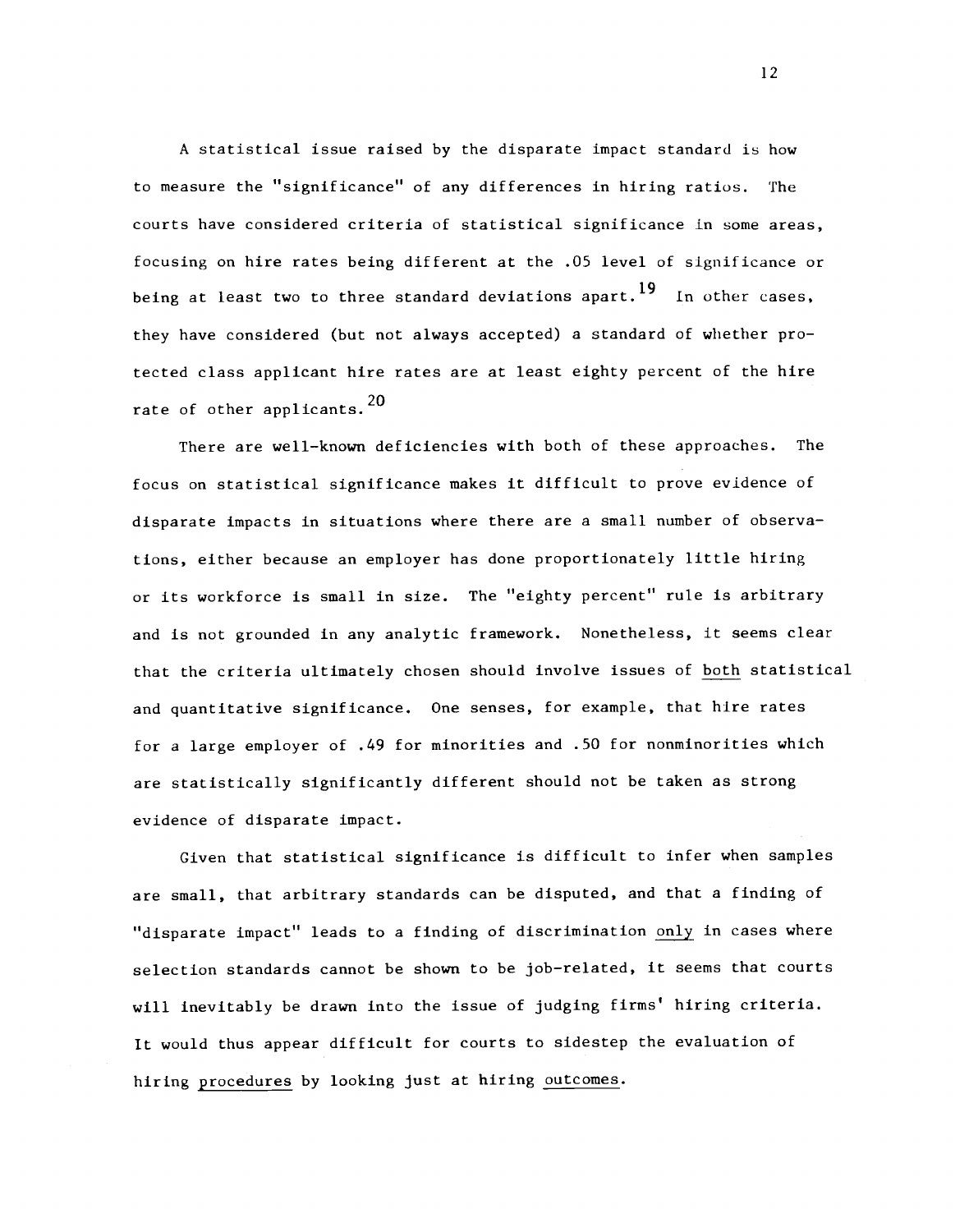A statistical issue raised by the disparate impact standard is how to measure the "significance" of any differences in hiring ratios. The courts have considered criteria of statistical significance in some areas, focusing on hire rates being different at the .05 level of significance or being at least two to three standard deviations apart.[19] In other cases, they have considered (but not always accepted) a standard of whether protected class applicant hire rates are at least eighty percent of the hire rate of other applicants.[20]

There are well-known deficiencies with both of these approaches. The focus on statistical significance makes it difficult to prove evidence of disparate impacts in situations where there are a small number of observations, either because an employer has done proportionately little hiring or its workforce is small in size. The "eighty percent" rule is arbitrary and is not grounded in any analytic framework. Nonetheless, it seems clear that the criteria ultimately chosen should involve issues of <u>both</u> statistical and quantitative significance. One senses, for example, that hire rates for a large employer of .49 for minorities and .50 for nonminorities which are statistically significantly different should not be taken as strong evidence of disparate impact.

Given that statistical significance is difficult to infer when samples are small, that arbitrary standards can be disputed, and that a finding of "disparate impact" leads to a finding of discrimination <u>only</u> in cases where selection standards cannot be shown to be job-related, it seems that courts will inevitably be drawn into the issue of judging firms' hiring criteria. It would thus appear difficult for courts to sidestep the evaluation of hiring <u>procedures</u> by looking just at hiring <u>outcomes</u>.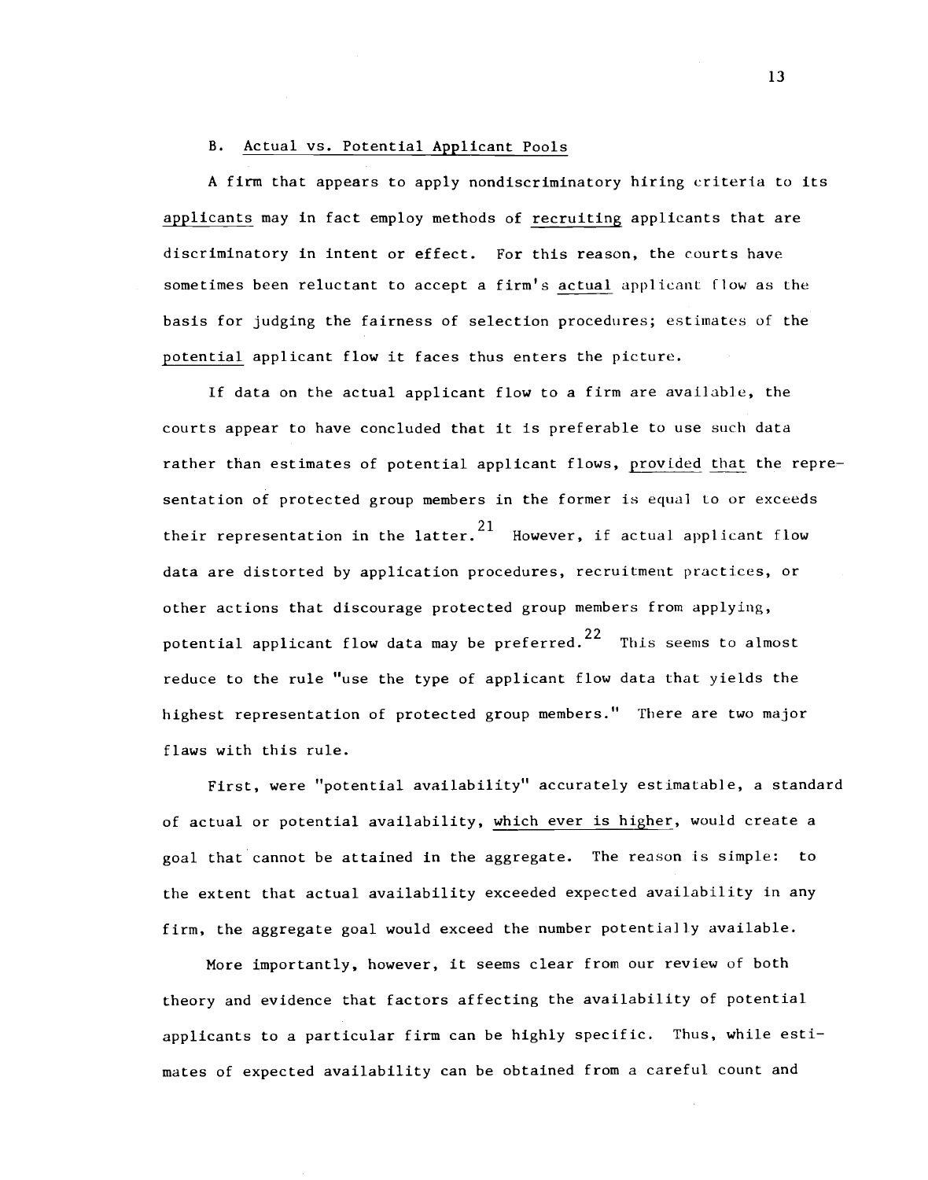### B. Actual vs. Potential Applicant Pools

A firm that appears to apply nondiscriminatory hiring criteria to its _applicants_ may in fact employ methods of _recruiting_ applicants that are discriminatory in intent or effect. For this reason, the courts have sometimes been reluctant to accept a firm's _actual_ applicant flow as the basis for judging the fairness of selection procedures; estimates of the _potential_ applicant flow it faces thus enters the picture.

If data on the actual applicant flow to a firm are available, the courts appear to have concluded that it is preferable to use such data rather than estimates of potential applicant flows, _provided that_ the representation of protected group members in the former is equal to or exceeds their representation in the latter.[21] However, if actual applicant flow data are distorted by application procedures, recruitment practices, or other actions that discourage protected group members from applying, potential applicant flow data may be preferred.[22] This seems to almost reduce to the rule "use the type of applicant flow data that yields the highest representation of protected group members." There are two major flaws with this rule.

First, were "potential availability" accurately estimatable, a standard of actual or potential availability, _which ever is higher_, would create a goal that cannot be attained in the aggregate. The reason is simple: to the extent that actual availability exceeded expected availability in any firm, the aggregate goal would exceed the number potentially available.

More importantly, however, it seems clear from our review of both theory and evidence that factors affecting the availability of potential applicants to a particular firm can be highly specific. Thus, while estimates of expected availability can be obtained from a careful count and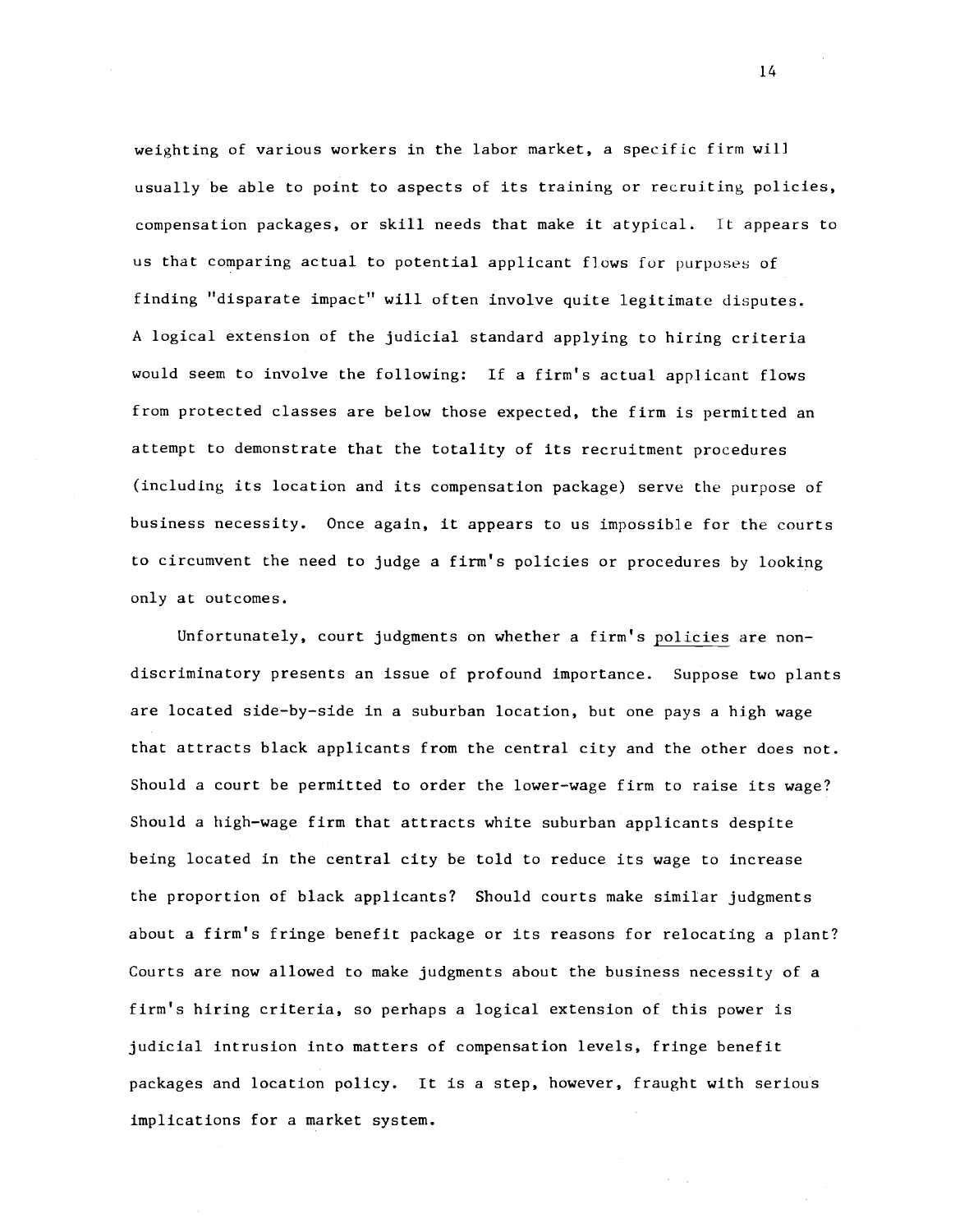weighting of various workers in the labor market, a specific firm will usually be able to point to aspects of its training or recruiting policies, compensation packages, or skill needs that make it atypical. It appears to us that comparing actual to potential applicant flows for purposes of finding "disparate impact" will often involve quite legitimate disputes. A logical extension of the judicial standard applying to hiring criteria would seem to involve the following: If a firm's actual applicant flows from protected classes are below those expected, the firm is permitted an attempt to demonstrate that the totality of its recruitment procedures (including its location and its compensation package) serve the purpose of business necessity. Once again, it appears to us impossible for the courts to circumvent the need to judge a firm's policies or procedures by looking only at outcomes.

Unfortunately, court judgments on whether a firm's <u>policies</u> are non-discriminatory presents an issue of profound importance. Suppose two plants are located side-by-side in a suburban location, but one pays a high wage that attracts black applicants from the central city and the other does not. Should a court be permitted to order the lower-wage firm to raise its wage? Should a high-wage firm that attracts white suburban applicants despite being located in the central city be told to reduce its wage to increase the proportion of black applicants? Should courts make similar judgments about a firm's fringe benefit package or its reasons for relocating a plant? Courts are now allowed to make judgments about the business necessity of a firm's hiring criteria, so perhaps a logical extension of this power is judicial intrusion into matters of compensation levels, fringe benefit packages and location policy. It is a step, however, fraught with serious implications for a market system.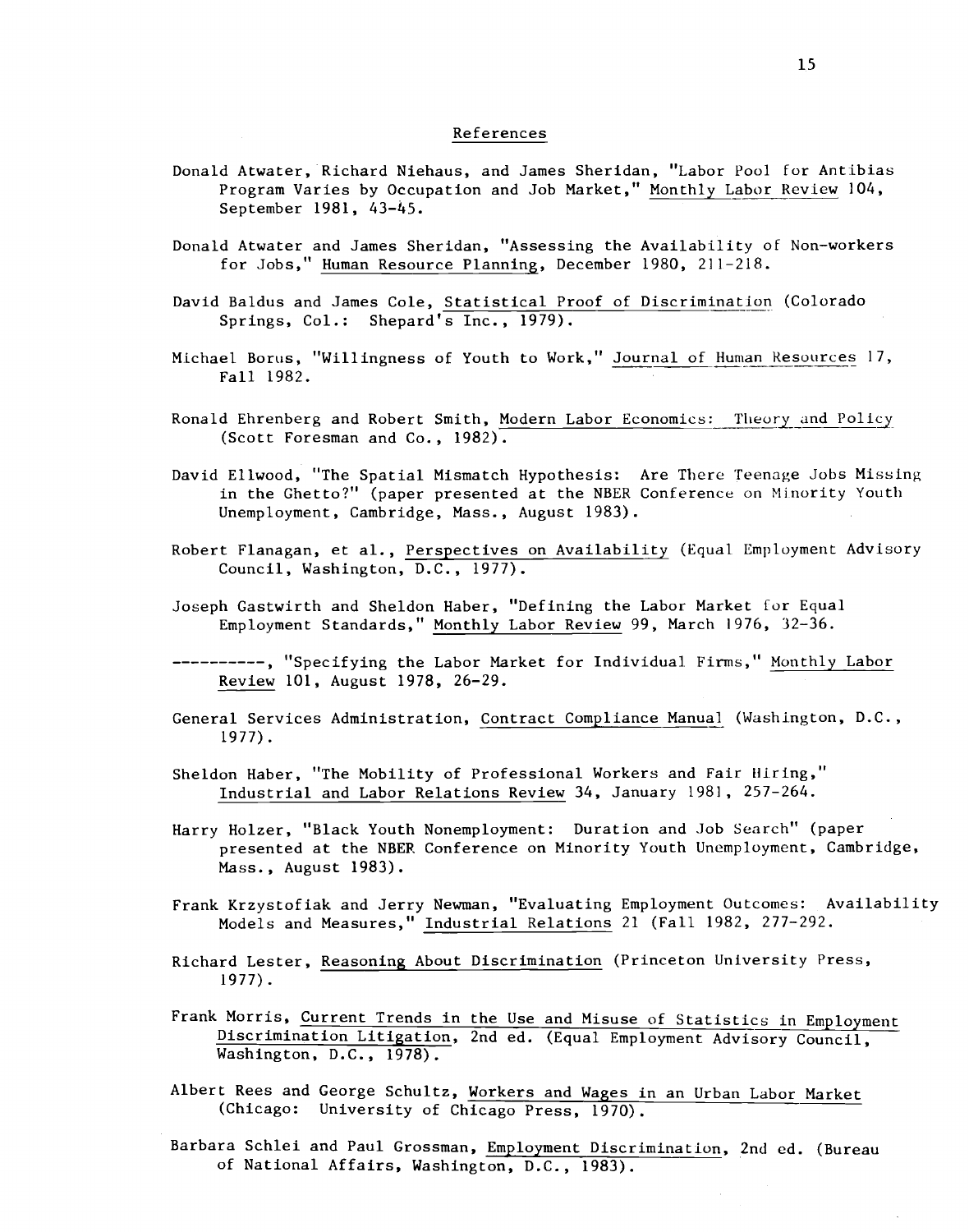## References

Donald Atwater, Richard Niehaus, and James Sheridan, "Labor Pool for Antibias Program Varies by Occupation and Job Market," Monthly Labor Review 104, September 1981, 43-45.

Donald Atwater and James Sheridan, "Assessing the Availability of Non-workers for Jobs," Human Resource Planning, December 1980, 211-218.

David Baldus and James Cole, Statistical Proof of Discrimination (Colorado Springs, Col.: Shepard's Inc., 1979).

Michael Borus, "Willingness of Youth to Work," Journal of Human Resources 17, Fall 1982.

Ronald Ehrenberg and Robert Smith, Modern Labor Economics: Theory and Policy (Scott Foresman and Co., 1982).

David Ellwood, "The Spatial Mismatch Hypothesis: Are There Teenage Jobs Missing in the Ghetto?" (paper presented at the NBER Conference on Minority Youth Unemployment, Cambridge, Mass., August 1983).

Robert Flanagan, et al., Perspectives on Availability (Equal Employment Advisory Council, Washington, D.C., 1977).

Joseph Gastwirth and Sheldon Haber, "Defining the Labor Market for Equal Employment Standards," Monthly Labor Review 99, March 1976, 32-36.

----------, "Specifying the Labor Market for Individual Firms," Monthly Labor Review 101, August 1978, 26-29.

General Services Administration, Contract Compliance Manual (Washington, D.C., 1977).

Sheldon Haber, "The Mobility of Professional Workers and Fair Hiring," Industrial and Labor Relations Review 34, January 1981, 257-264.

Harry Holzer, "Black Youth Nonemployment: Duration and Job Search" (paper presented at the NBER Conference on Minority Youth Unemployment, Cambridge, Mass., August 1983).

Frank Krzystofiak and Jerry Newman, "Evaluating Employment Outcomes: Availability Models and Measures," Industrial Relations 21 (Fall 1982, 277-292.

Richard Lester, Reasoning About Discrimination (Princeton University Press, 1977).

Frank Morris, Current Trends in the Use and Misuse of Statistics in Employment Discrimination Litigation, 2nd ed. (Equal Employment Advisory Council, Washington, D.C., 1978).

Albert Rees and George Schultz, Workers and Wages in an Urban Labor Market (Chicago: University of Chicago Press, 1970).

Barbara Schlei and Paul Grossman, Employment Discrimination, 2nd ed. (Bureau of National Affairs, Washington, D.C., 1983).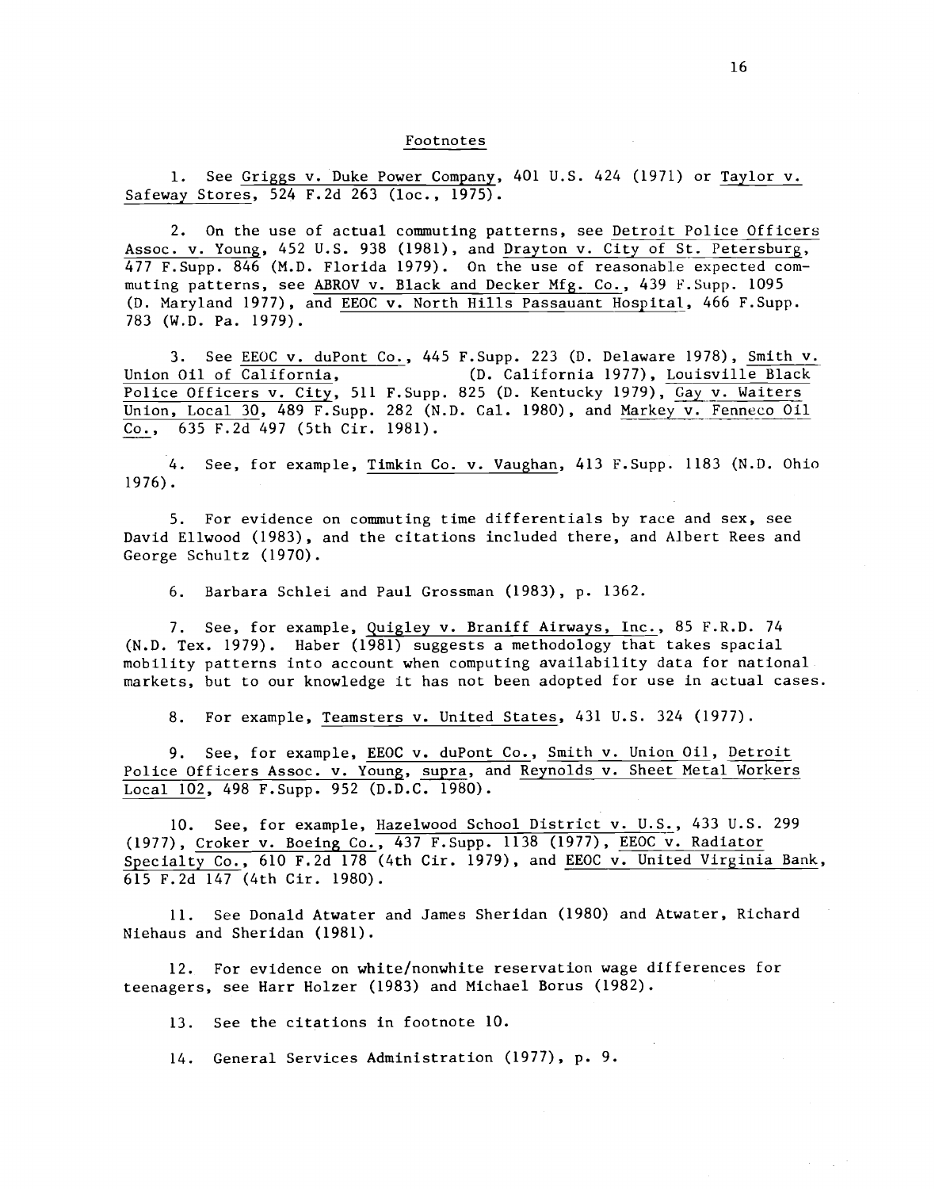## Footnotes

1. See Griggs v. Duke Power Company, 401 U.S. 424 (1971) or Taylor v. Safeway Stores, 524 F.2d 263 (loc., 1975).

2. On the use of actual commuting patterns, see Detroit Police Officers Assoc. v. Young, 452 U.S. 938 (1981), and Drayton v. City of St. Petersburg, 477 F.Supp. 846 (M.D. Florida 1979). On the use of reasonable expected commuting patterns, see ABROV v. Black and Decker Mfg. Co., 439 F.Supp. 1095 (D. Maryland 1977), and EEOC v. North Hills Passauant Hospital, 466 F.Supp. 783 (W.D. Pa. 1979).

3. See EEOC v. duPont Co., 445 F.Supp. 223 (D. Delaware 1978), Smith v. Union Oil of California, (D. California 1977), Louisville Black Police Officers v. City, 511 F.Supp. 825 (D. Kentucky 1979), Gay v. Waiters Union, Local 30, 489 F.Supp. 282 (N.D. Cal. 1980), and Markey v. Fenneco Oil Co., 635 F.2d 497 (5th Cir. 1981).

4. See, for example, Timkin Co. v. Vaughan, 413 F.Supp. 1183 (N.D. Ohio 1976).

5. For evidence on commuting time differentials by race and sex, see David Ellwood (1983), and the citations included there, and Albert Rees and George Schultz (1970).

6. Barbara Schlei and Paul Grossman (1983), p. 1362.

7. See, for example, Quigley v. Braniff Airways, Inc., 85 F.R.D. 74 (N.D. Tex. 1979). Haber (1981) suggests a methodology that takes spacial mobility patterns into account when computing availability data for national markets, but to our knowledge it has not been adopted for use in actual cases.

8. For example, Teamsters v. United States, 431 U.S. 324 (1977).

9. See, for example, EEOC v. duPont Co., Smith v. Union Oil, Detroit Police Officers Assoc. v. Young, supra, and Reynolds v. Sheet Metal Workers Local 102, 498 F.Supp. 952 (D.D.C. 1980).

10. See, for example, Hazelwood School District v. U.S., 433 U.S. 299 (1977), Croker v. Boeing Co., 437 F.Supp. 1138 (1977), EEOC v. Radiator Specialty Co., 610 F.2d 178 (4th Cir. 1979), and EEOC v. United Virginia Bank, 615 F.2d 147 (4th Cir. 1980).

11. See Donald Atwater and James Sheridan (1980) and Atwater, Richard Niehaus and Sheridan (1981).

12. For evidence on white/nonwhite reservation wage differences for teenagers, see Harr Holzer (1983) and Michael Borus (1982).

13. See the citations in footnote 10.

14. General Services Administration (1977), p. 9.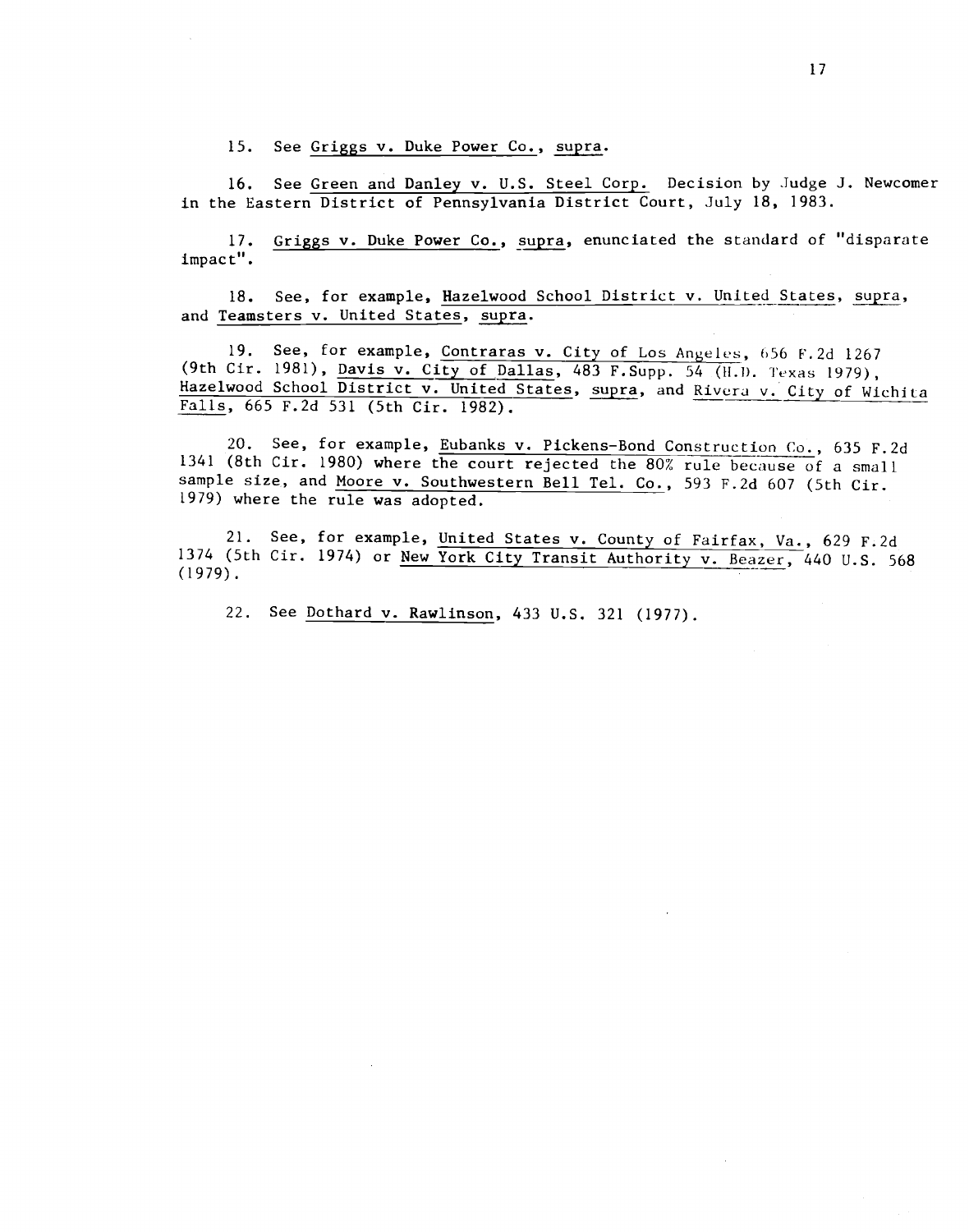15. See Griggs v. Duke Power Co., supra.

16. See Green and Danley v. U.S. Steel Corp. Decision by Judge J. Newcomer in the Eastern District of Pennsylvania District Court, July 18, 1983.

17. Griggs v. Duke Power Co., supra, enunciated the standard of "disparate impact".

18. See, for example, Hazelwood School District v. United States, supra, and Teamsters v. United States, supra.

19. See, for example, Contraras v. City of Los Angeles, 656 F.2d 1267 (9th Cir. 1981), Davis v. City of Dallas, 483 F.Supp. 54 (N.D. Texas 1979), Hazelwood School District v. United States, supra, and Rivera v. City of Wichita Falls, 665 F.2d 531 (5th Cir. 1982).

20. See, for example, Eubanks v. Pickens-Bond Construction Co., 635 F.2d 1341 (8th Cir. 1980) where the court rejected the 80% rule because of a small sample size, and Moore v. Southwestern Bell Tel. Co., 593 F.2d 607 (5th Cir. 1979) where the rule was adopted.

21. See, for example, United States v. County of Fairfax, Va., 629 F.2d 1374 (5th Cir. 1974) or New York City Transit Authority v. Beazer, 440 U.S. 568 (1979).

22. See Dothard v. Rawlinson, 433 U.S. 321 (1977).